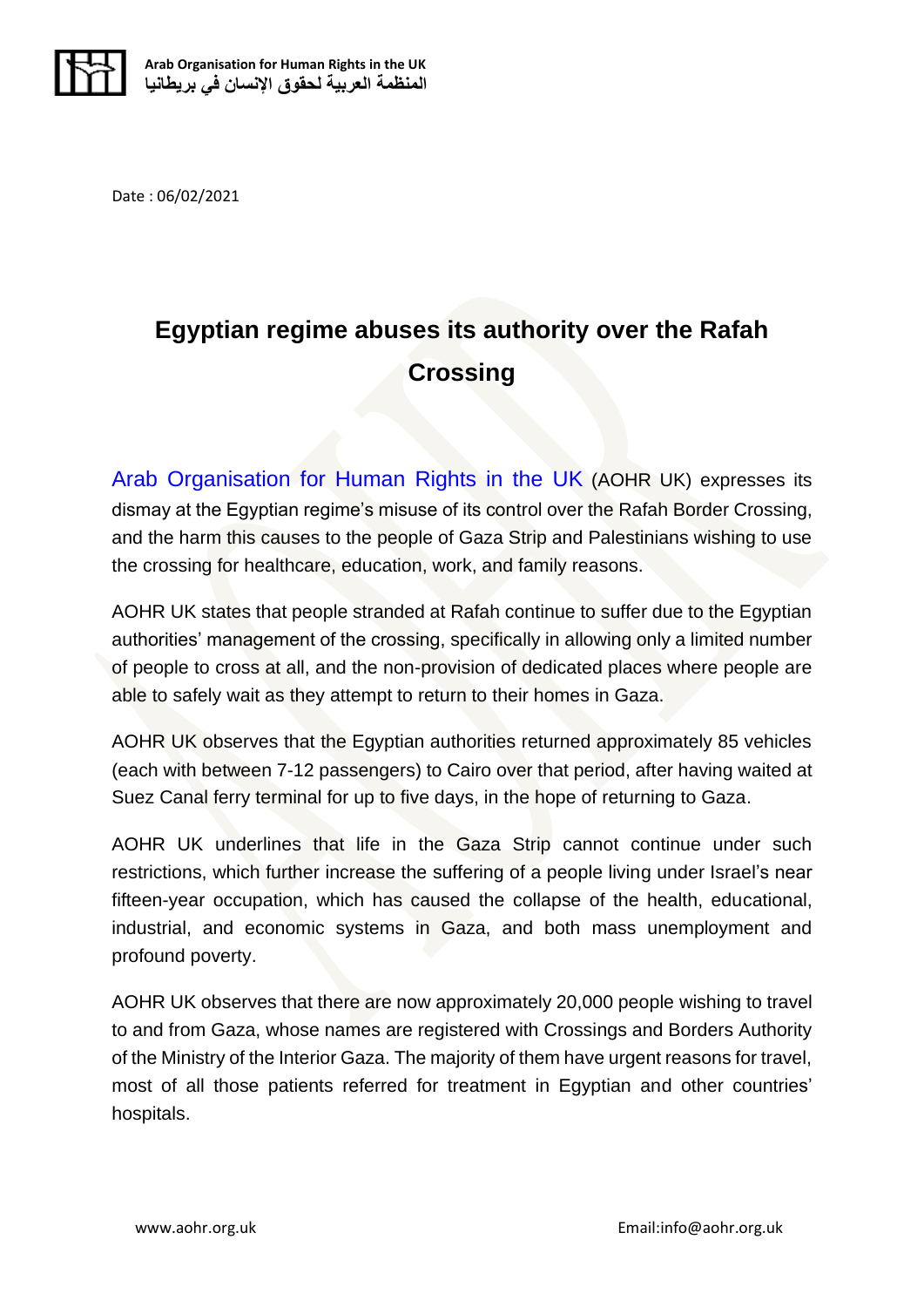Date : 06/02/2021

# Egyptian regime abuses its authority over the Rafah Crossing

Arab Organisation for Human Rights in the UK (AOHR UK) expresses its dismay at the Egyptian regime's misuse of its control over the Rafah Border Crossing, and the harm this causes to the people of Gaza Strip and Palestinians wishing to use the crossing for healthcare, education, work, and family reasons.

AOHR UK states that people stranded at Rafah continue to suffer due to the Egyptian authorities' management of the crossing, specifically in allowing only a limited number of people to cross at all, and the non-provision of dedicated places where people are able to safely wait as they attempt to return to their homes in Gaza.

AOHR UK observes that the Egyptian authorities returned approximately 85 vehicles (each with between 7-12 passengers) to Cairo over that period, after having waited at Suez Canal ferry terminal for up to five days, in the hope of returning to Gaza.

AOHR UK underlines that life in the Gaza Strip cannot continue under such restrictions, which further increase the suffering of a people living under Israel's near fifteen-year occupation, which has caused the collapse of the health, educational, industrial, and economic systems in Gaza, and both mass unemployment and profound poverty.

AOHR UK observes that there are now approximately 20,000 people wishing to travel to and from Gaza, whose names are registered with Crossings and Borders Authority of the Ministry of the Interior Gaza. The majority of them have urgent reasons for travel, most of all those patients referred for treatment in Egyptian and other countries' hospitals.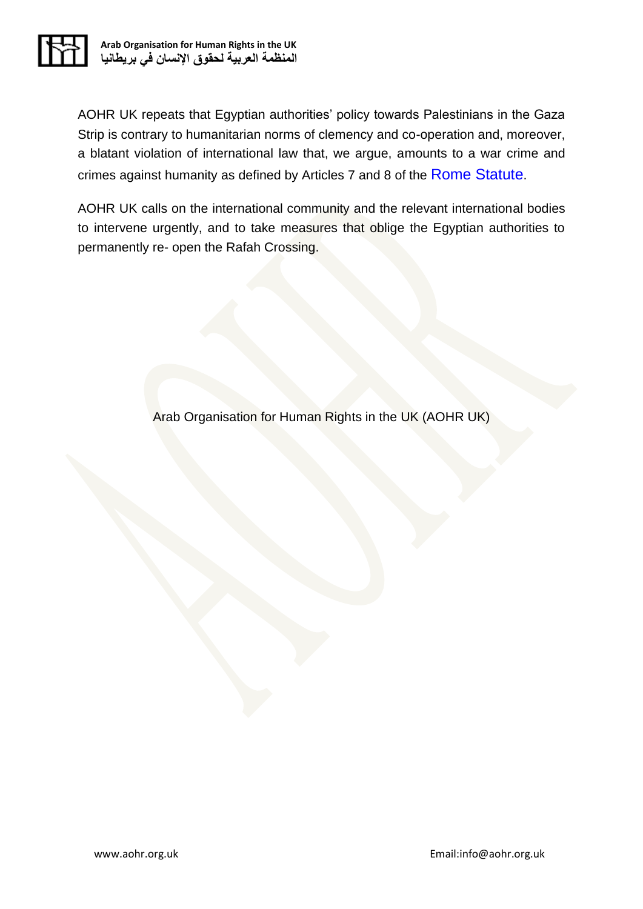AOHR UK repeats that Egyptian authorities' policy towards Palestinians in the Gaza Strip is contrary to humanitarian norms of clemency and co-operation and, moreover, a blatant violation of international law that, we argue, amounts to a war crime and crimes against humanity as defined by Articles 7 and 8 of the Rome Statute.

AOHR UK calls on the international community and the relevant international bodies to intervene urgently, and to take measures that oblige the Egyptian authorities to permanently re- open the Rafah Crossing.

Arab Organisation for Human Rights in the UK (AOHR UK)